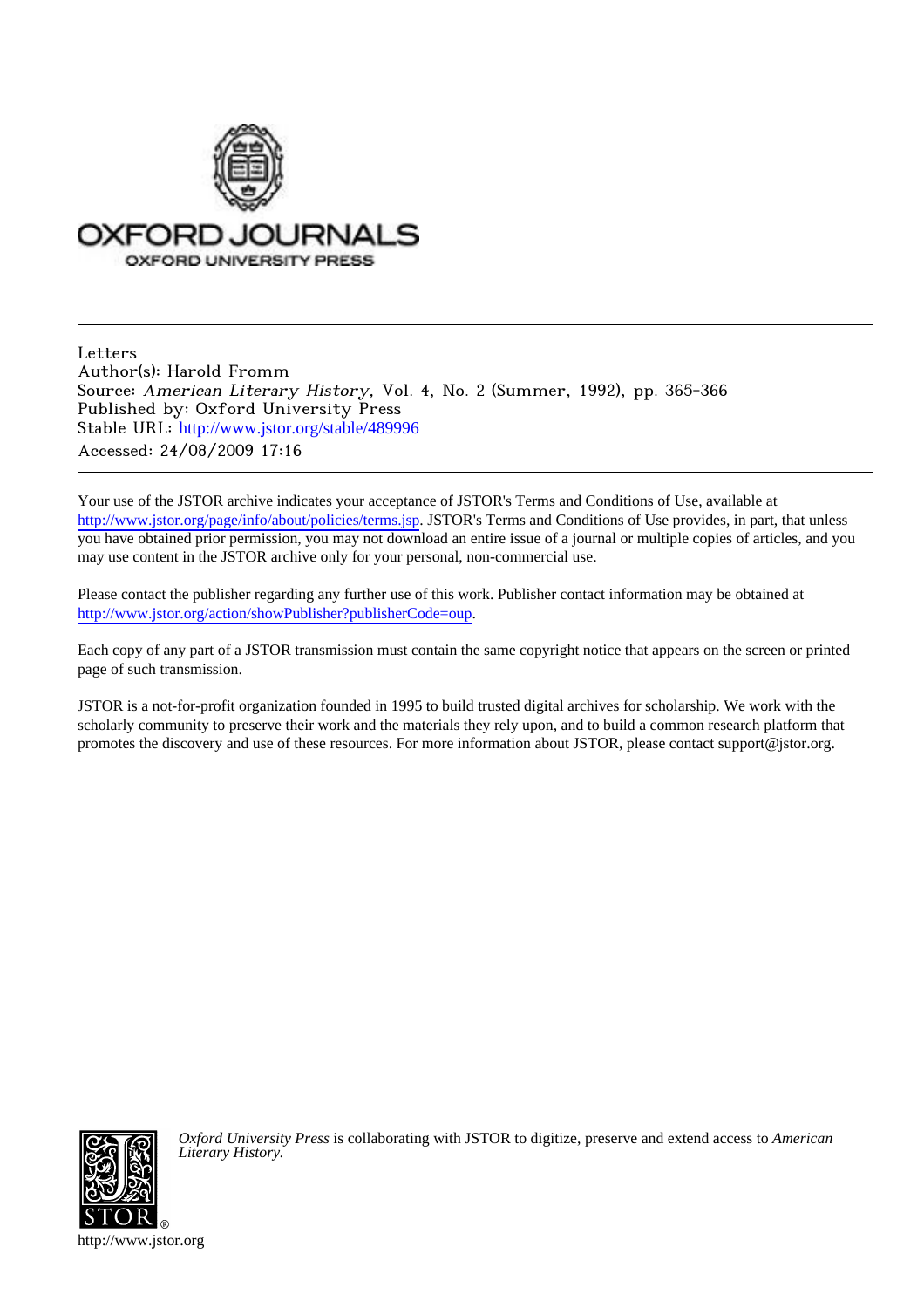OXFORD JOURNALS

OXFORD UNIVERSITY PRESS

---

Letters
Author(s): Harold Fromm
Source: *American Literary History*, Vol. 4, No. 2 (Summer, 1992), pp. 365-366
Published by: Oxford University Press
Stable URL: http://www.jstor.org/stable/489996
Accessed: 24/08/2009 17:16

---

Your use of the JSTOR archive indicates your acceptance of JSTOR's Terms and Conditions of Use, available at http://www.jstor.org/page/info/about/policies/terms.jsp. JSTOR's Terms and Conditions of Use provides, in part, that unless you have obtained prior permission, you may not download an entire issue of a journal or multiple copies of articles, and you may use content in the JSTOR archive only for your personal, non-commercial use.

Please contact the publisher regarding any further use of this work. Publisher contact information may be obtained at http://www.jstor.org/action/showPublisher?publisherCode=oup.

Each copy of any part of a JSTOR transmission must contain the same copyright notice that appears on the screen or printed page of such transmission.

JSTOR is a not-for-profit organization founded in 1995 to build trusted digital archives for scholarship. We work with the scholarly community to preserve their work and the materials they rely upon, and to build a common research platform that promotes the discovery and use of these resources. For more information about JSTOR, please contact support@jstor.org.

*Oxford University Press* is collaborating with JSTOR to digitize, preserve and extend access to *American Literary History.*

http://www.jstor.org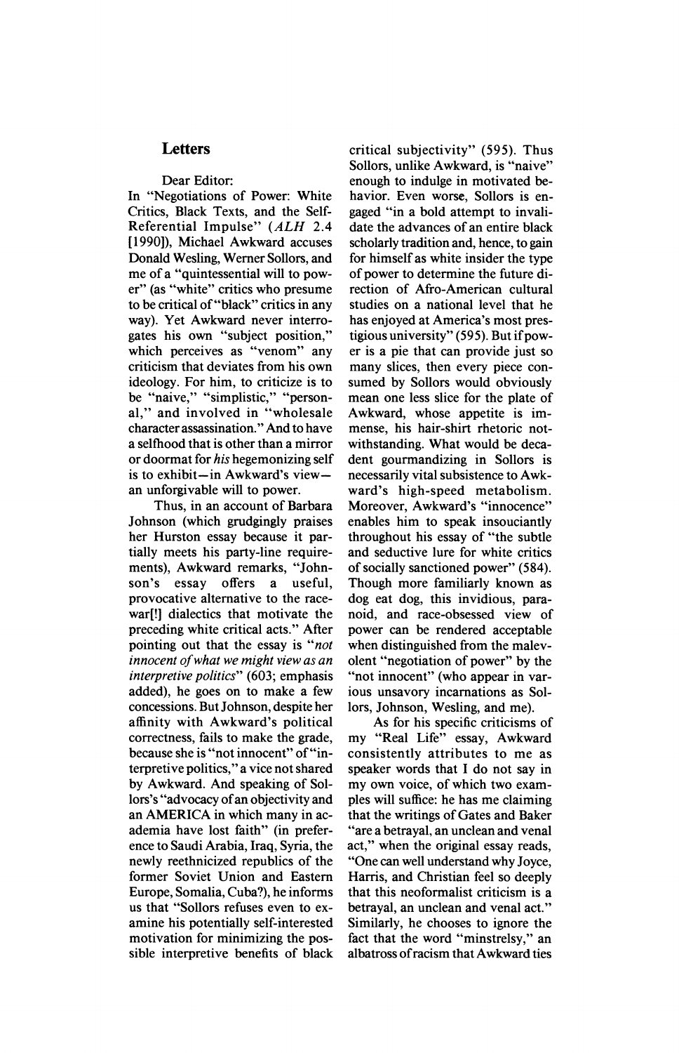## Letters

Dear Editor:

In "Negotiations of Power: White Critics, Black Texts, and the Self-Referential Impulse" (*ALH* 2.4 [1990]), Michael Awkward accuses Donald Wesling, Werner Sollors, and me of a "quintessential will to power" (as "white" critics who presume to be critical of "black" critics in any way). Yet Awkward never interrogates his own "subject position," which perceives as "venom" any criticism that deviates from his own ideology. For him, to criticize is to be "naive," "simplistic," "personal," and involved in "wholesale character assassination." And to have a selfhood that is other than a mirror or doormat for *his* hegemonizing self is to exhibit—in Awkward's view—an unforgivable will to power.

Thus, in an account of Barbara Johnson (which grudgingly praises her Hurston essay because it partially meets his party-line requirements), Awkward remarks, "Johnson's essay offers a useful, provocative alternative to the race-war[!] dialectics that motivate the preceding white critical acts." After pointing out that the essay is "*not innocent of what we might view as an interpretive politics*" (603; emphasis added), he goes on to make a few concessions. But Johnson, despite her affinity with Awkward's political correctness, fails to make the grade, because she is "not innocent" of "interpretive politics," a vice not shared by Awkward. And speaking of Sollors's "advocacy of an objectivity and an AMERICA in which many in academia have lost faith" (in preference to Saudi Arabia, Iraq, Syria, the newly reethnicized republics of the former Soviet Union and Eastern Europe, Somalia, Cuba?), he informs us that "Sollors refuses even to examine his potentially self-interested motivation for minimizing the possible interpretive benefits of black critical subjectivity" (595). Thus Sollors, unlike Awkward, is "naive" enough to indulge in motivated behavior. Even worse, Sollors is engaged "in a bold attempt to invalidate the advances of an entire black scholarly tradition and, hence, to gain for himself as white insider the type of power to determine the future direction of Afro-American cultural studies on a national level that he has enjoyed at America's most prestigious university" (595). But if power is a pie that can provide just so many slices, then every piece consumed by Sollors would obviously mean one less slice for the plate of Awkward, whose appetite is immense, his hair-shirt rhetoric notwithstanding. What would be decadent gourmandizing in Sollors is necessarily vital subsistence to Awkward's high-speed metabolism. Moreover, Awkward's "innocence" enables him to speak insouciantly throughout his essay of "the subtle and seductive lure for white critics of socially sanctioned power" (584). Though more familiarly known as dog eat dog, this invidious, paranoid, and race-obsessed view of power can be rendered acceptable when distinguished from the malevolent "negotiation of power" by the "not innocent" (who appear in various unsavory incarnations as Sollors, Johnson, Wesling, and me).

As for his specific criticisms of my "Real Life" essay, Awkward consistently attributes to me as speaker words that I do not say in my own voice, of which two examples will suffice: he has me claiming that the writings of Gates and Baker "are a betrayal, an unclean and venal act," when the original essay reads, "One can well understand why Joyce, Harris, and Christian feel so deeply that this neoformalist criticism is a betrayal, an unclean and venal act." Similarly, he chooses to ignore the fact that the word "minstrelsy," an albatross of racism that Awkward ties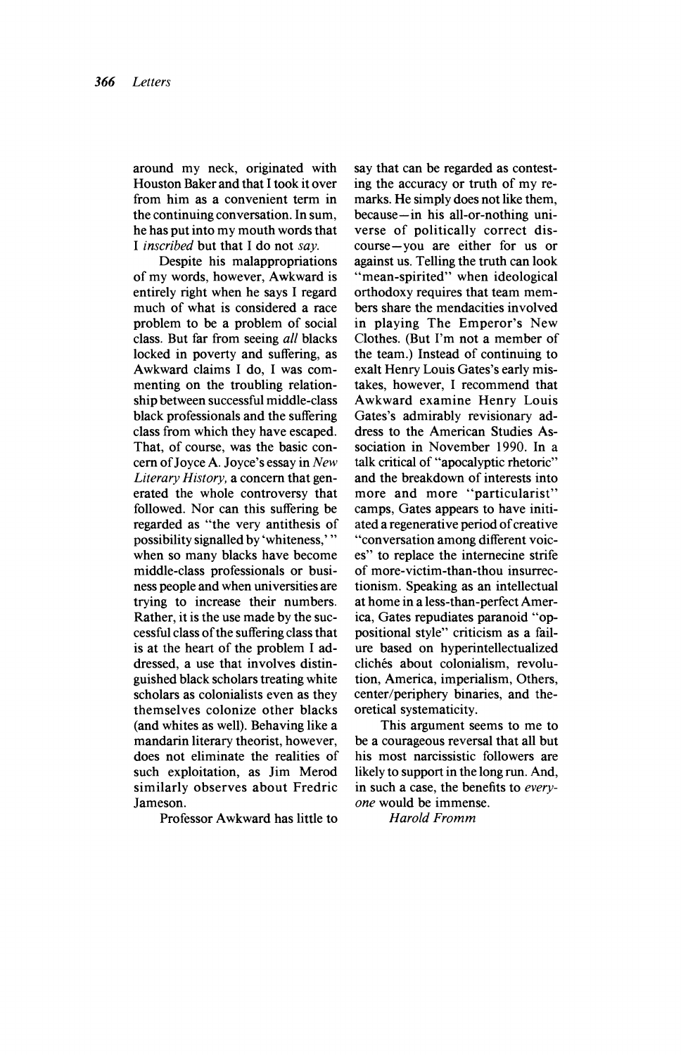around my neck, originated with Houston Baker and that I took it over from him as a convenient term in the continuing conversation. In sum, he has put into my mouth words that I *inscribed* but that I do not *say*.

Despite his malappropriations of my words, however, Awkward is entirely right when he says I regard much of what is considered a race problem to be a problem of social class. But far from seeing *all* blacks locked in poverty and suffering, as Awkward claims I do, I was commenting on the troubling relationship between successful middle-class black professionals and the suffering class from which they have escaped. That, of course, was the basic concern of Joyce A. Joyce's essay in *New Literary History*, a concern that generated the whole controversy that followed. Nor can this suffering be regarded as "the very antithesis of possibility signalled by 'whiteness,'" when so many blacks have become middle-class professionals or business people and when universities are trying to increase their numbers. Rather, it is the use made by the successful class of the suffering class that is at the heart of the problem I addressed, a use that involves distinguished black scholars treating white scholars as colonialists even as they themselves colonize other blacks (and whites as well). Behaving like a mandarin literary theorist, however, does not eliminate the realities of such exploitation, as Jim Merod similarly observes about Fredric Jameson.

Professor Awkward has little to say that can be regarded as contesting the accuracy or truth of my remarks. He simply does not like them, because—in his all-or-nothing universe of politically correct discourse—you are either for us or against us. Telling the truth can look "mean-spirited" when ideological orthodoxy requires that team members share the mendacities involved in playing The Emperor's New Clothes. (But I'm not a member of the team.) Instead of continuing to exalt Henry Louis Gates's early mistakes, however, I recommend that Awkward examine Henry Louis Gates's admirably revisionary address to the American Studies Association in November 1990. In a talk critical of "apocalyptic rhetoric" and the breakdown of interests into more and more "particularist" camps, Gates appears to have initiated a regenerative period of creative "conversation among different voices" to replace the internecine strife of more-victim-than-thou insurrectionism. Speaking as an intellectual at home in a less-than-perfect America, Gates repudiates paranoid "oppositional style" criticism as a failure based on hyperintellectualized clichés about colonialism, revolution, America, imperialism, Others, center/periphery binaries, and theoretical systematicity.

This argument seems to me to be a courageous reversal that all but his most narcissistic followers are likely to support in the long run. And, in such a case, the benefits to *everyone* would be immense.

*Harold Fromm*